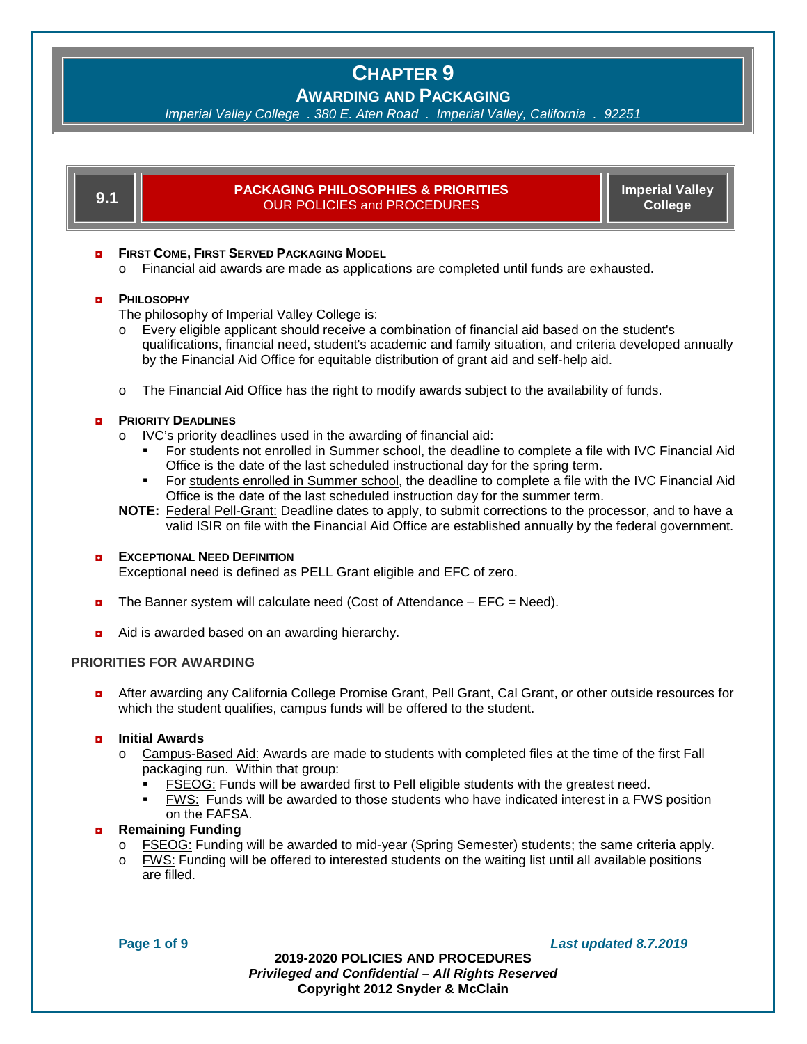# Chapter 9

## Awarding and Packaging

*Imperial Valley College . 380 E. Aten Road . Imperial Valley, California . 92251*

## 9.1 PACKAGING PHILOSOPHIES & PRIORITIES

OUR POLICIES and PROCEDURES

Imperial Valley College

- **First Come, First Served Packaging Model**
  - Financial aid awards are made as applications are completed until funds are exhausted.

- **Philosophy**

  The philosophy of Imperial Valley College is:
  - Every eligible applicant should receive a combination of financial aid based on the student's qualifications, financial need, student's academic and family situation, and criteria developed annually by the Financial Aid Office for equitable distribution of grant aid and self-help aid.
  - The Financial Aid Office has the right to modify awards subject to the availability of funds.

- **Priority Deadlines**
  - IVC's priority deadlines used in the awarding of financial aid:
    - For students not enrolled in Summer school, the deadline to complete a file with IVC Financial Aid Office is the date of the last scheduled instructional day for the spring term.
    - For students enrolled in Summer school, the deadline to complete a file with the IVC Financial Aid Office is the date of the last scheduled instruction day for the summer term.

  **NOTE:** Federal Pell-Grant: Deadline dates to apply, to submit corrections to the processor, and to have a valid ISIR on file with the Financial Aid Office are established annually by the federal government.

- **Exceptional Need Definition**

  Exceptional need is defined as PELL Grant eligible and EFC of zero.

- The Banner system will calculate need (Cost of Attendance – EFC = Need).

- Aid is awarded based on an awarding hierarchy.

### PRIORITIES FOR AWARDING

- After awarding any California College Promise Grant, Pell Grant, Cal Grant, or other outside resources for which the student qualifies, campus funds will be offered to the student.

- **Initial Awards**
  - Campus-Based Aid: Awards are made to students with completed files at the time of the first Fall packaging run. Within that group:
    - FSEOG: Funds will be awarded first to Pell eligible students with the greatest need.
    - FWS: Funds will be awarded to those students who have indicated interest in a FWS position on the FAFSA.

- **Remaining Funding**
  - FSEOG: Funding will be awarded to mid-year (Spring Semester) students; the same criteria apply.
  - FWS: Funding will be offered to interested students on the waiting list until all available positions are filled.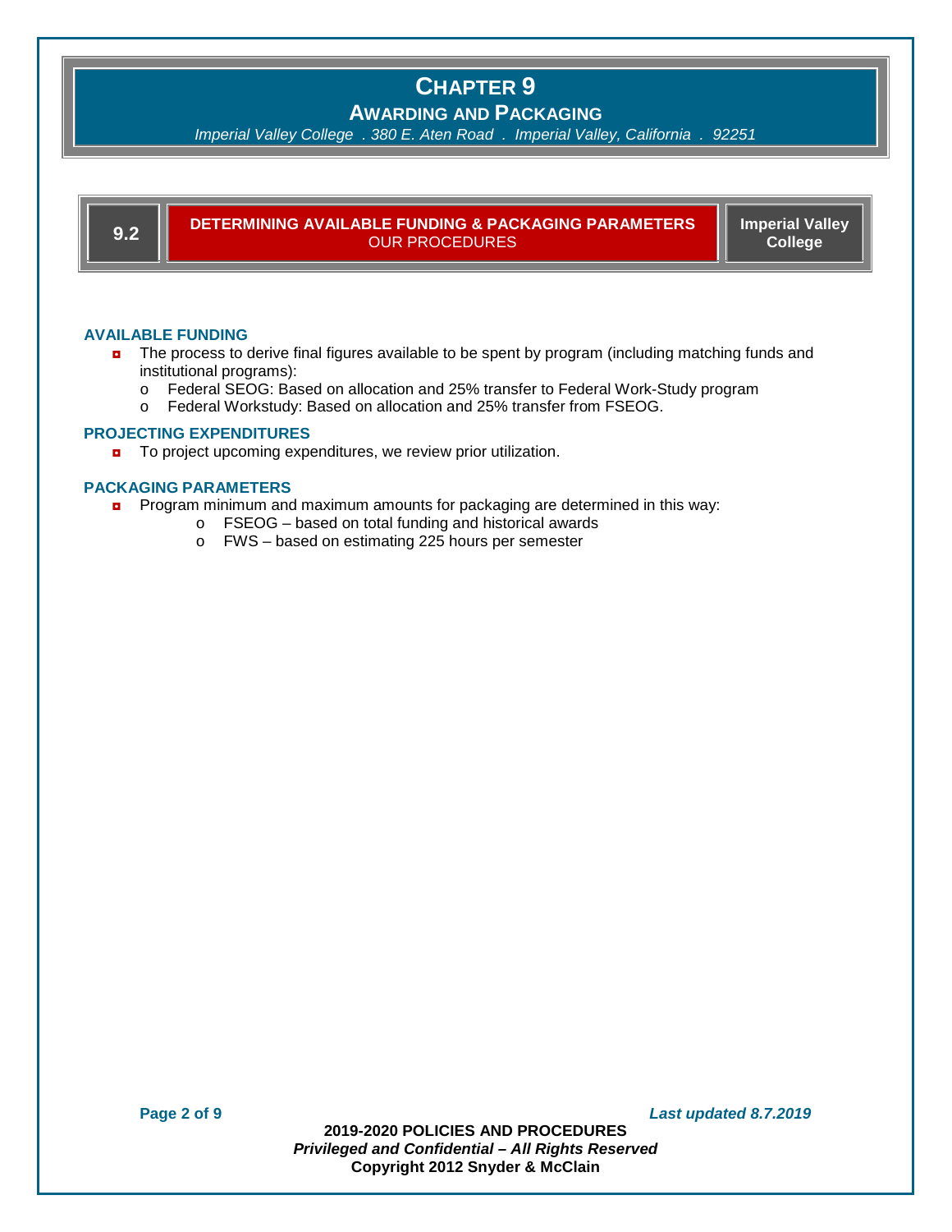# CHAPTER 9

## AWARDING AND PACKAGING

*Imperial Valley College . 380 E. Aten Road . Imperial Valley, California . 92251*

## 9.2 DETERMINING AVAILABLE FUNDING & PACKAGING PARAMETERS

OUR PROCEDURES

**Imperial Valley College**

### AVAILABLE FUNDING

- The process to derive final figures available to be spent by program (including matching funds and institutional programs):
  - Federal SEOG: Based on allocation and 25% transfer to Federal Work-Study program
  - Federal Workstudy: Based on allocation and 25% transfer from FSEOG.

### PROJECTING EXPENDITURES

- To project upcoming expenditures, we review prior utilization.

### PACKAGING PARAMETERS

- Program minimum and maximum amounts for packaging are determined in this way:
  - FSEOG – based on total funding and historical awards
  - FWS – based on estimating 225 hours per semester

*Last updated 8.7.2019*

**2019-2020 POLICIES AND PROCEDURES**
***Privileged and Confidential – All Rights Reserved***
**Copyright 2012 Snyder & McClain**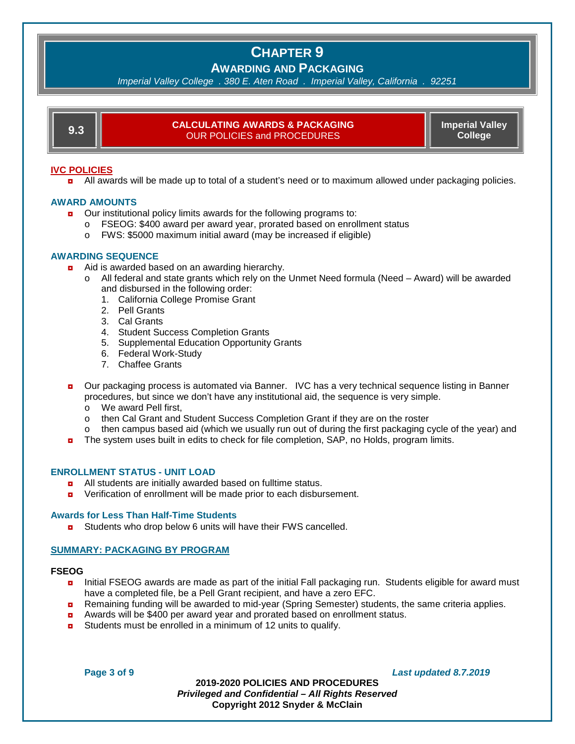# CHAPTER 9

## AWARDING AND PACKAGING

*Imperial Valley College . 380 E. Aten Road . Imperial Valley, California . 92251*

| 9.3 | CALCULATING AWARDS & PACKAGING<br>OUR POLICIES and PROCEDURES | Imperial Valley College |
|---|---|---|

### IVC POLICIES

- All awards will be made up to total of a student's need or to maximum allowed under packaging policies.

### AWARD AMOUNTS

- Our institutional policy limits awards for the following programs to:
  - FSEOG: $400 award per award year, prorated based on enrollment status
  - FWS: $5000 maximum initial award (may be increased if eligible)

### AWARDING SEQUENCE

- Aid is awarded based on an awarding hierarchy.
  - All federal and state grants which rely on the Unmet Need formula (Need – Award) will be awarded and disbursed in the following order:
    1. California College Promise Grant
    2. Pell Grants
    3. Cal Grants
    4. Student Success Completion Grants
    5. Supplemental Education Opportunity Grants
    6. Federal Work-Study
    7. Chaffee Grants
- Our packaging process is automated via Banner. IVC has a very technical sequence listing in Banner procedures, but since we don't have any institutional aid, the sequence is very simple.
  - We award Pell first,
  - then Cal Grant and Student Success Completion Grant if they are on the roster
  - then campus based aid (which we usually run out of during the first packaging cycle of the year) and
- The system uses built in edits to check for file completion, SAP, no Holds, program limits.

### ENROLLMENT STATUS - UNIT LOAD

- All students are initially awarded based on fulltime status.
- Verification of enrollment will be made prior to each disbursement.

### Awards for Less Than Half-Time Students

- Students who drop below 6 units will have their FWS cancelled.

### SUMMARY: PACKAGING BY PROGRAM

**FSEOG**

- Initial FSEOG awards are made as part of the initial Fall packaging run. Students eligible for award must have a completed file, be a Pell Grant recipient, and have a zero EFC.
- Remaining funding will be awarded to mid-year (Spring Semester) students, the same criteria applies.
- Awards will be $400 per award year and prorated based on enrollment status.
- Students must be enrolled in a minimum of 12 units to qualify.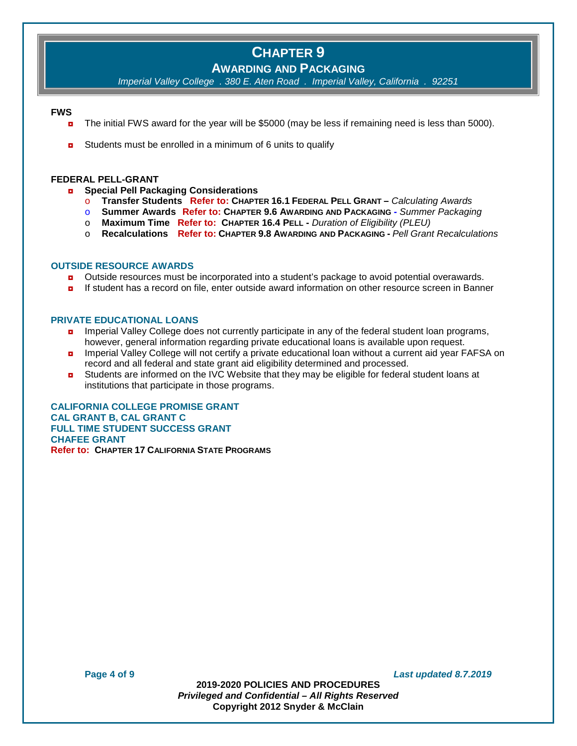**FWS**

- The initial FWS award for the year will be $5000 (may be less if remaining need is less than 5000).
- Students must be enrolled in a minimum of 6 units to qualify

**FEDERAL PELL-GRANT**

- **Special Pell Packaging Considerations**
  - **Transfer Students** **Refer to:** **CHAPTER 16.1 FEDERAL PELL GRANT –** *Calculating Awards*
  - **Summer Awards** **Refer to:** **CHAPTER 9.6 AWARDING AND PACKAGING -** *Summer Packaging*
  - **Maximum Time** **Refer to:** **CHAPTER 16.4 PELL -** *Duration of Eligibility (PLEU)*
  - **Recalculations** **Refer to:** **CHAPTER 9.8 AWARDING AND PACKAGING -** *Pell Grant Recalculations*

**OUTSIDE RESOURCE AWARDS**

- Outside resources must be incorporated into a student's package to avoid potential overawards.
- If student has a record on file, enter outside award information on other resource screen in Banner

**PRIVATE EDUCATIONAL LOANS**

- Imperial Valley College does not currently participate in any of the federal student loan programs, however, general information regarding private educational loans is available upon request.
- Imperial Valley College will not certify a private educational loan without a current aid year FAFSA on record and all federal and state grant aid eligibility determined and processed.
- Students are informed on the IVC Website that they may be eligible for federal student loans at institutions that participate in those programs.

**CALIFORNIA COLLEGE PROMISE GRANT**
**CAL GRANT B, CAL GRANT C**
**FULL TIME STUDENT SUCCESS GRANT**
**CHAFEE GRANT**
**Refer to:** **CHAPTER 17 CALIFORNIA STATE PROGRAMS**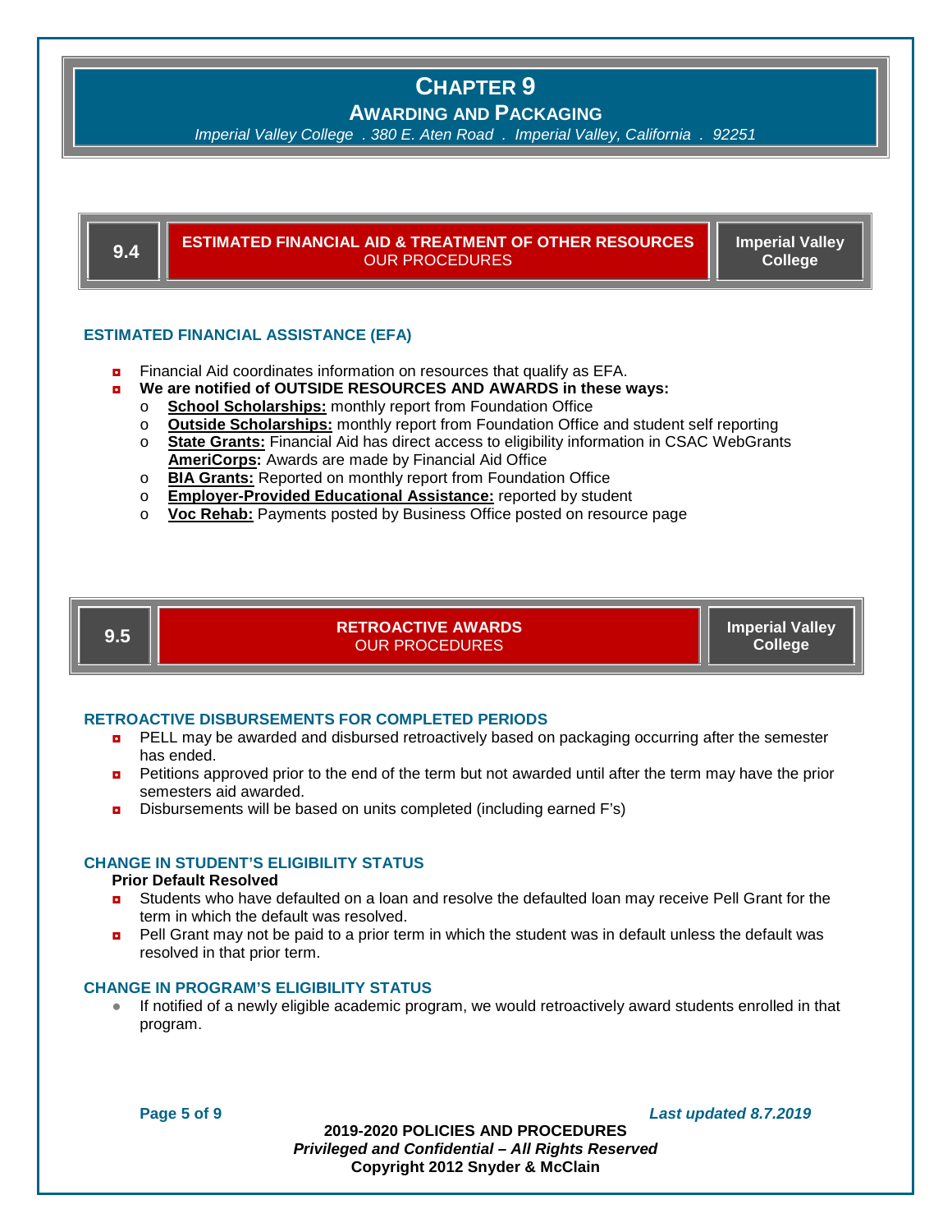# CHAPTER 9

## AWARDING AND PACKAGING

*Imperial Valley College . 380 E. Aten Road . Imperial Valley, California . 92251*

## 9.4 ESTIMATED FINANCIAL AID & TREATMENT OF OTHER RESOURCES — OUR PROCEDURES — Imperial Valley College

### ESTIMATED FINANCIAL ASSISTANCE (EFA)

- Financial Aid coordinates information on resources that qualify as EFA.
- **We are notified of OUTSIDE RESOURCES AND AWARDS in these ways:**
  - **School Scholarships:** monthly report from Foundation Office
  - **Outside Scholarships:** monthly report from Foundation Office and student self reporting
  - **State Grants:** Financial Aid has direct access to eligibility information in CSAC WebGrants **AmeriCorps:** Awards are made by Financial Aid Office
  - **BIA Grants:** Reported on monthly report from Foundation Office
  - **Employer-Provided Educational Assistance:** reported by student
  - **Voc Rehab:** Payments posted by Business Office posted on resource page

## 9.5 RETROACTIVE AWARDS — OUR PROCEDURES — Imperial Valley College

### RETROACTIVE DISBURSEMENTS FOR COMPLETED PERIODS

- PELL may be awarded and disbursed retroactively based on packaging occurring after the semester has ended.
- Petitions approved prior to the end of the term but not awarded until after the term may have the prior semesters aid awarded.
- Disbursements will be based on units completed (including earned F's)

### CHANGE IN STUDENT'S ELIGIBILITY STATUS

**Prior Default Resolved**

- Students who have defaulted on a loan and resolve the defaulted loan may receive Pell Grant for the term in which the default was resolved.
- Pell Grant may not be paid to a prior term in which the student was in default unless the default was resolved in that prior term.

### CHANGE IN PROGRAM'S ELIGIBILITY STATUS

- If notified of a newly eligible academic program, we would retroactively award students enrolled in that program.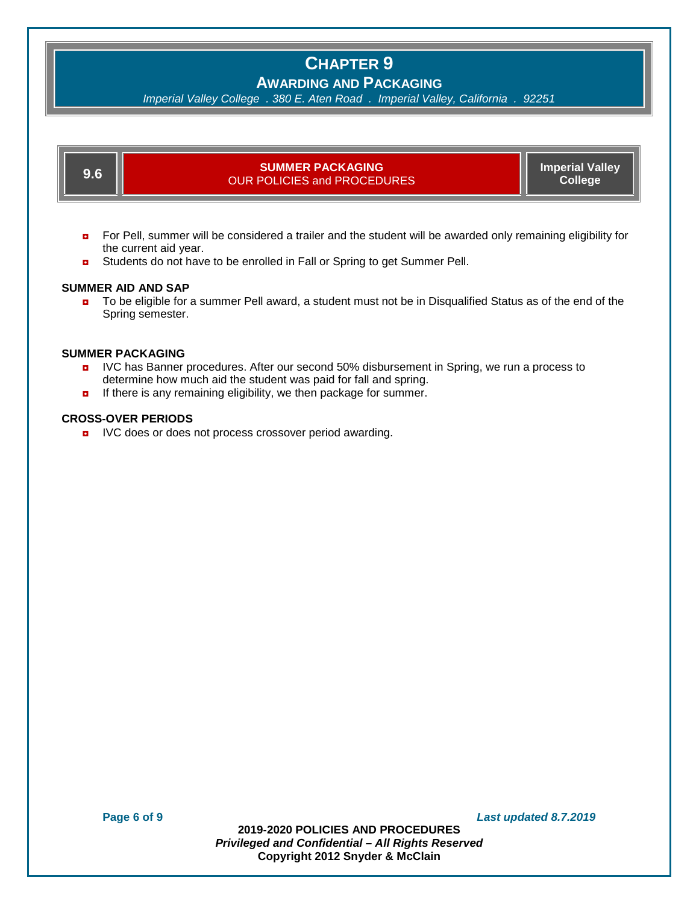# CHAPTER 9

## AWARDING AND PACKAGING

*Imperial Valley College . 380 E. Aten Road . Imperial Valley, California . 92251*

| 9.6 | **SUMMER PACKAGING** OUR POLICIES and PROCEDURES | **Imperial Valley College** |
|---|---|---|

- For Pell, summer will be considered a trailer and the student will be awarded only remaining eligibility for the current aid year.
- Students do not have to be enrolled in Fall or Spring to get Summer Pell.

**SUMMER AID AND SAP**

- To be eligible for a summer Pell award, a student must not be in Disqualified Status as of the end of the Spring semester.

**SUMMER PACKAGING**

- IVC has Banner procedures. After our second 50% disbursement in Spring, we run a process to determine how much aid the student was paid for fall and spring.
- If there is any remaining eligibility, we then package for summer.

**CROSS-OVER PERIODS**

- IVC does or does not process crossover period awarding.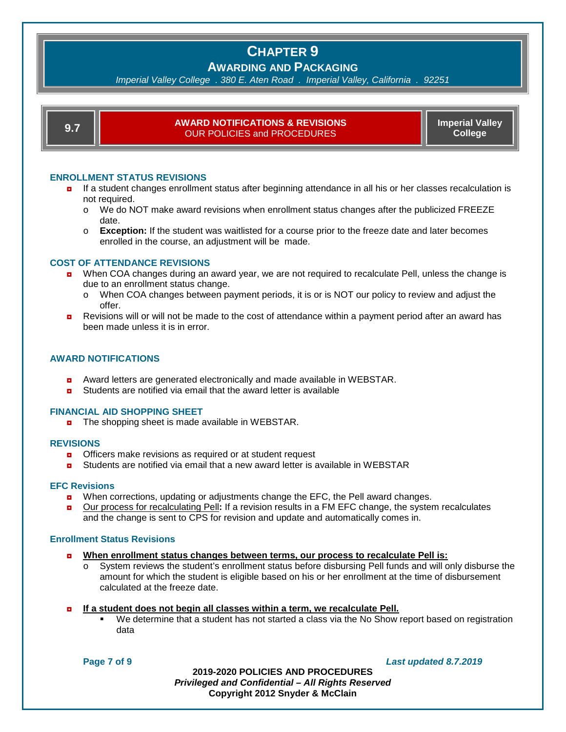# CHAPTER 9

## AWARDING AND PACKAGING

*Imperial Valley College . 380 E. Aten Road . Imperial Valley, California . 92251*

| 9.7 | **AWARD NOTIFICATIONS & REVISIONS** OUR POLICIES and PROCEDURES | **Imperial Valley College** |
| --- | --- | --- |

### ENROLLMENT STATUS REVISIONS

- If a student changes enrollment status after beginning attendance in all his or her classes recalculation is not required.
  - We do NOT make award revisions when enrollment status changes after the publicized FREEZE date.
  - **Exception:** If the student was waitlisted for a course prior to the freeze date and later becomes enrolled in the course, an adjustment will be made.

### COST OF ATTENDANCE REVISIONS

- When COA changes during an award year, we are not required to recalculate Pell, unless the change is due to an enrollment status change.
  - When COA changes between payment periods, it is or is NOT our policy to review and adjust the offer.
- Revisions will or will not be made to the cost of attendance within a payment period after an award has been made unless it is in error.

### AWARD NOTIFICATIONS

- Award letters are generated electronically and made available in WEBSTAR.
- Students are notified via email that the award letter is available

### FINANCIAL AID SHOPPING SHEET

- The shopping sheet is made available in WEBSTAR.

### REVISIONS

- Officers make revisions as required or at student request
- Students are notified via email that a new award letter is available in WEBSTAR

### EFC Revisions

- When corrections, updating or adjustments change the EFC, the Pell award changes.
- Our process for recalculating Pell**:** If a revision results in a FM EFC change, the system recalculates and the change is sent to CPS for revision and update and automatically comes in.

### Enrollment Status Revisions

- **When enrollment status changes between terms, our process to recalculate Pell is:**
  - System reviews the student's enrollment status before disbursing Pell funds and will only disburse the amount for which the student is eligible based on his or her enrollment at the time of disbursement calculated at the freeze date.

- **If a student does not begin all classes within a term, we recalculate Pell.**
  - We determine that a student has not started a class via the No Show report based on registration data

**2019-2020 POLICIES AND PROCEDURES**
***Privileged and Confidential – All Rights Reserved***
**Copyright 2012 Snyder & McClain**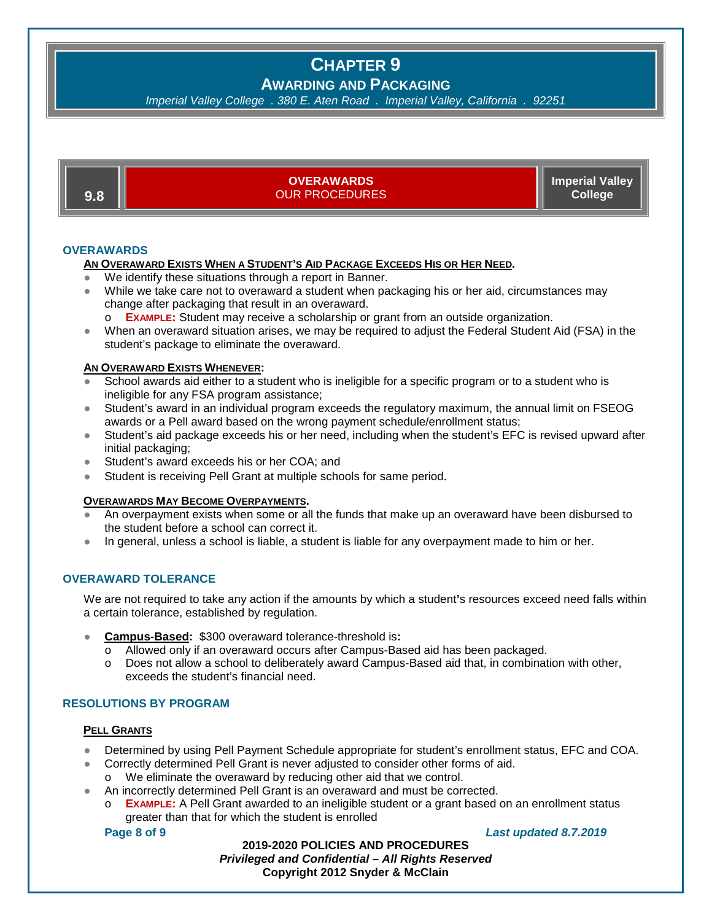# Chapter 9

## Awarding and Packaging

*Imperial Valley College . 380 E. Aten Road . Imperial Valley, California . 92251*

**9.8** | **OVERAWARDS** OUR PROCEDURES | **Imperial Valley College**

## OVERAWARDS

**An Overaward Exists When a Student's Aid Package Exceeds His or Her Need.**

- We identify these situations through a report in Banner.
- While we take care not to overaward a student when packaging his or her aid, circumstances may change after packaging that result in an overaward.
  - **Example:** Student may receive a scholarship or grant from an outside organization.
- When an overaward situation arises, we may be required to adjust the Federal Student Aid (FSA) in the student's package to eliminate the overaward.

**An Overaward Exists Whenever:**

- School awards aid either to a student who is ineligible for a specific program or to a student who is ineligible for any FSA program assistance;
- Student's award in an individual program exceeds the regulatory maximum, the annual limit on FSEOG awards or a Pell award based on the wrong payment schedule/enrollment status;
- Student's aid package exceeds his or her need, including when the student's EFC is revised upward after initial packaging;
- Student's award exceeds his or her COA; and
- Student is receiving Pell Grant at multiple schools for same period.

**Overawards May Become Overpayments.**

- An overpayment exists when some or all the funds that make up an overaward have been disbursed to the student before a school can correct it.
- In general, unless a school is liable, a student is liable for any overpayment made to him or her.

## OVERAWARD TOLERANCE

We are not required to take any action if the amounts by which a student's resources exceed need falls within a certain tolerance, established by regulation.

- **Campus-Based:** $300 overaward tolerance-threshold is**:**
  - Allowed only if an overaward occurs after Campus-Based aid has been packaged.
  - Does not allow a school to deliberately award Campus-Based aid that, in combination with other, exceeds the student's financial need.

## RESOLUTIONS BY PROGRAM

**Pell Grants**

- Determined by using Pell Payment Schedule appropriate for student's enrollment status, EFC and COA.
- Correctly determined Pell Grant is never adjusted to consider other forms of aid.
  - We eliminate the overaward by reducing other aid that we control.
- An incorrectly determined Pell Grant is an overaward and must be corrected.
  - **Example:** A Pell Grant awarded to an ineligible student or a grant based on an enrollment status greater than that for which the student is enrolled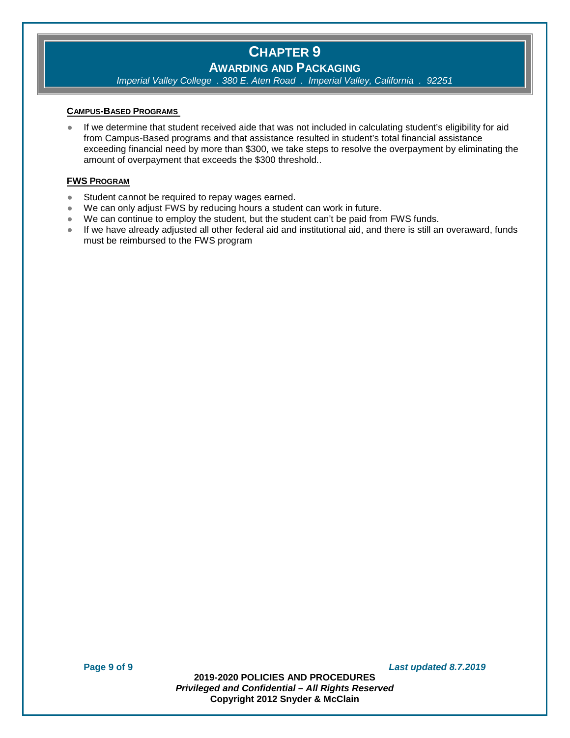**CAMPUS-BASED PROGRAMS**

- If we determine that student received aide that was not included in calculating student's eligibility for aid from Campus-Based programs and that assistance resulted in student's total financial assistance exceeding financial need by more than $300, we take steps to resolve the overpayment by eliminating the amount of overpayment that exceeds the $300 threshold..

**FWS PROGRAM**

- Student cannot be required to repay wages earned.
- We can only adjust FWS by reducing hours a student can work in future.
- We can continue to employ the student, but the student can't be paid from FWS funds.
- If we have already adjusted all other federal aid and institutional aid, and there is still an overaward, funds must be reimbursed to the FWS program